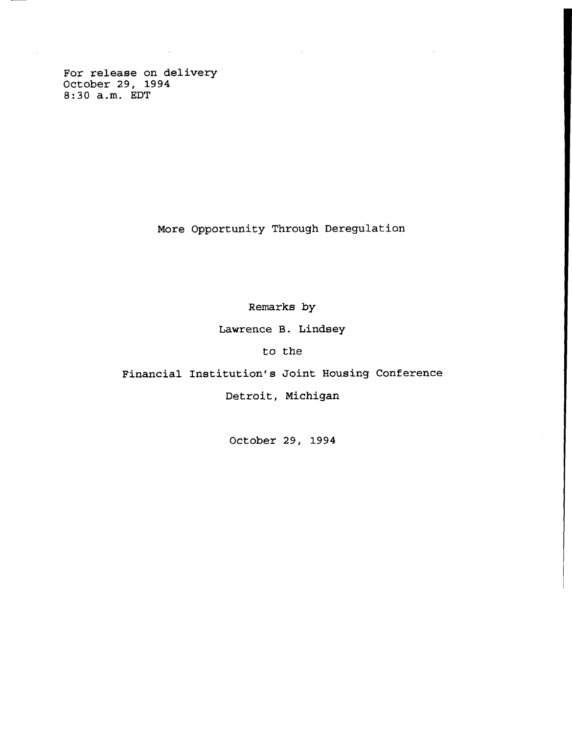For release on delivery
October 29, 1994
8:30 a.m. EDT

# More Opportunity Through Deregulation

Remarks by

Lawrence B. Lindsey

to the

Financial Institution's Joint Housing Conference

Detroit, Michigan

October 29, 1994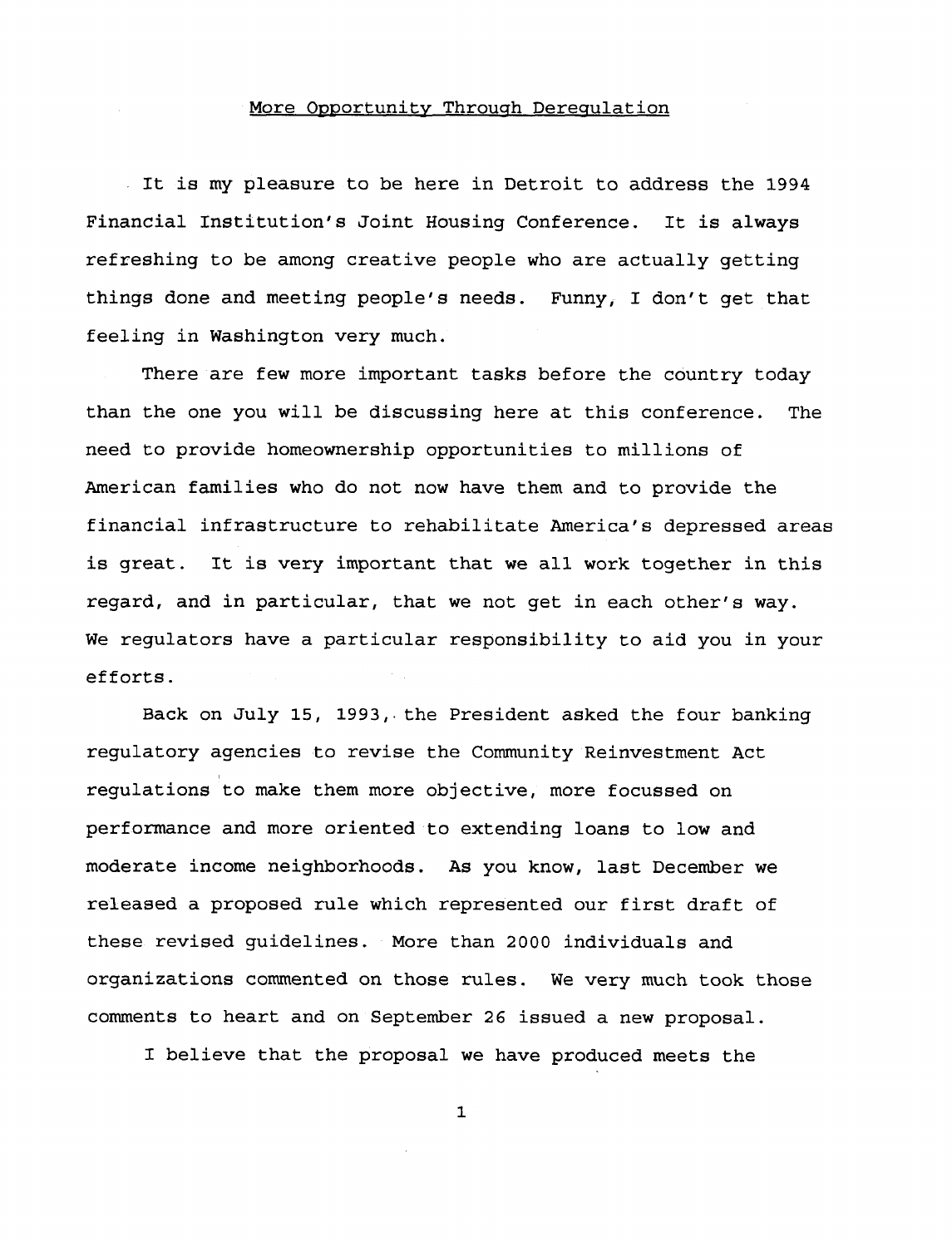# More Opportunity Through Deregulation

It is my pleasure to be here in Detroit to address the 1994 Financial Institution's Joint Housing Conference. It is always refreshing to be among creative people who are actually getting things done and meeting people's needs. Funny, I don't get that feeling in Washington very much.

There are few more important tasks before the country today than the one you will be discussing here at this conference. The need to provide homeownership opportunities to millions of American families who do not now have them and to provide the financial infrastructure to rehabilitate America's depressed areas is great. It is very important that we all work together in this regard, and in particular, that we not get in each other's way. We regulators have a particular responsibility to aid you in your efforts.

Back on July 15, 1993, the President asked the four banking regulatory agencies to revise the Community Reinvestment Act regulations to make them more objective, more focussed on performance and more oriented to extending loans to low and moderate income neighborhoods. As you know, last December we released a proposed rule which represented our first draft of these revised guidelines. More than 2000 individuals and organizations commented on those rules. We very much took those comments to heart and on September 26 issued a new proposal.

I believe that the proposal we have produced meets the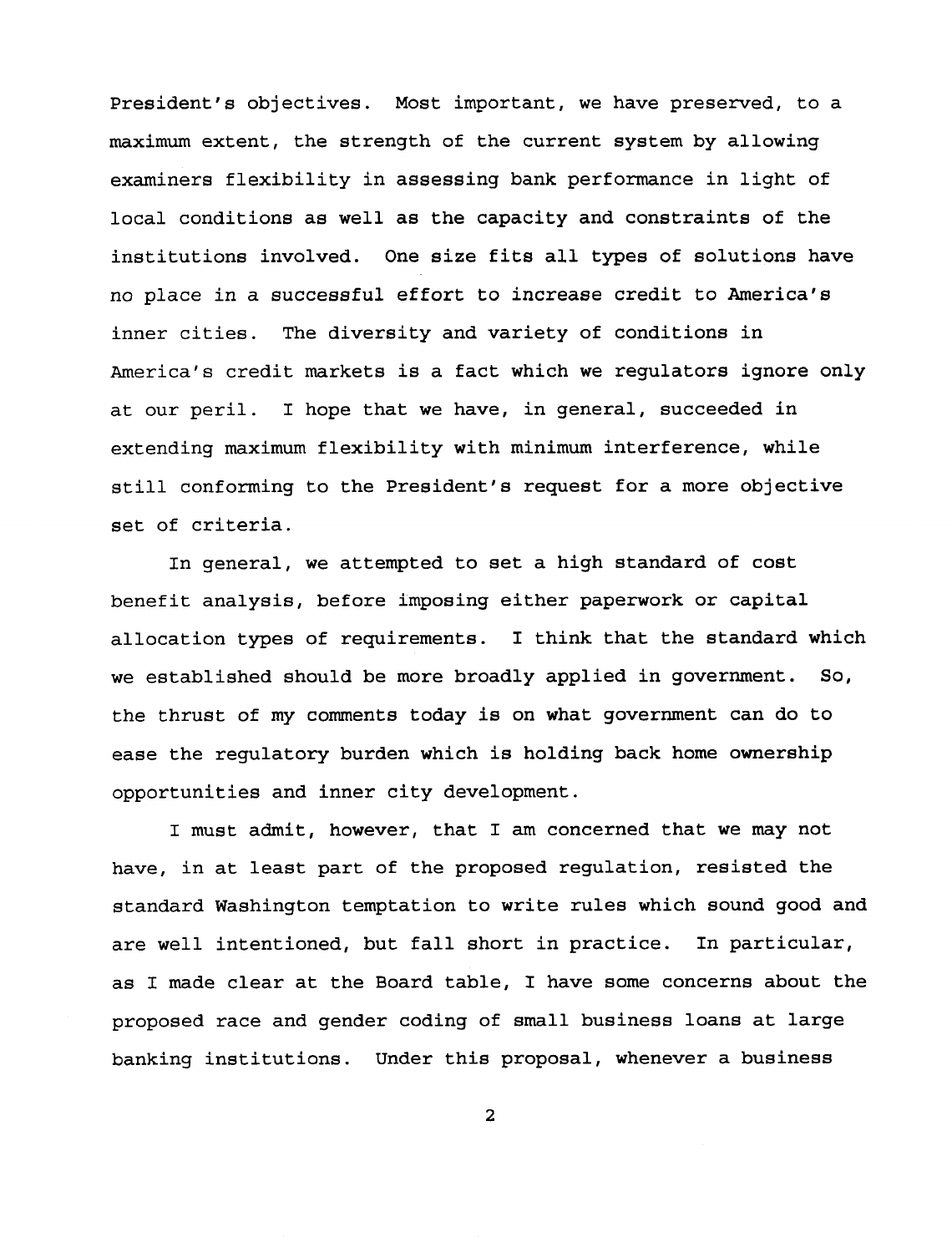President's objectives. Most important, we have preserved, to a maximum extent, the strength of the current system by allowing examiners flexibility in assessing bank performance in light of local conditions as well as the capacity and constraints of the institutions involved. One size fits all types of solutions have no place in a successful effort to increase credit to America's inner cities. The diversity and variety of conditions in America's credit markets is a fact which we regulators ignore only at our peril. I hope that we have, in general, succeeded in extending maximum flexibility with minimum interference, while still conforming to the President's request for a more objective set of criteria.

In general, we attempted to set a high standard of cost benefit analysis, before imposing either paperwork or capital allocation types of requirements. I think that the standard which we established should be more broadly applied in government. So, the thrust of my comments today is on what government can do to ease the regulatory burden which is holding back home ownership opportunities and inner city development.

I must admit, however, that I am concerned that we may not have, in at least part of the proposed regulation, resisted the standard Washington temptation to write rules which sound good and are well intentioned, but fall short in practice. In particular, as I made clear at the Board table, I have some concerns about the proposed race and gender coding of small business loans at large banking institutions. Under this proposal, whenever a business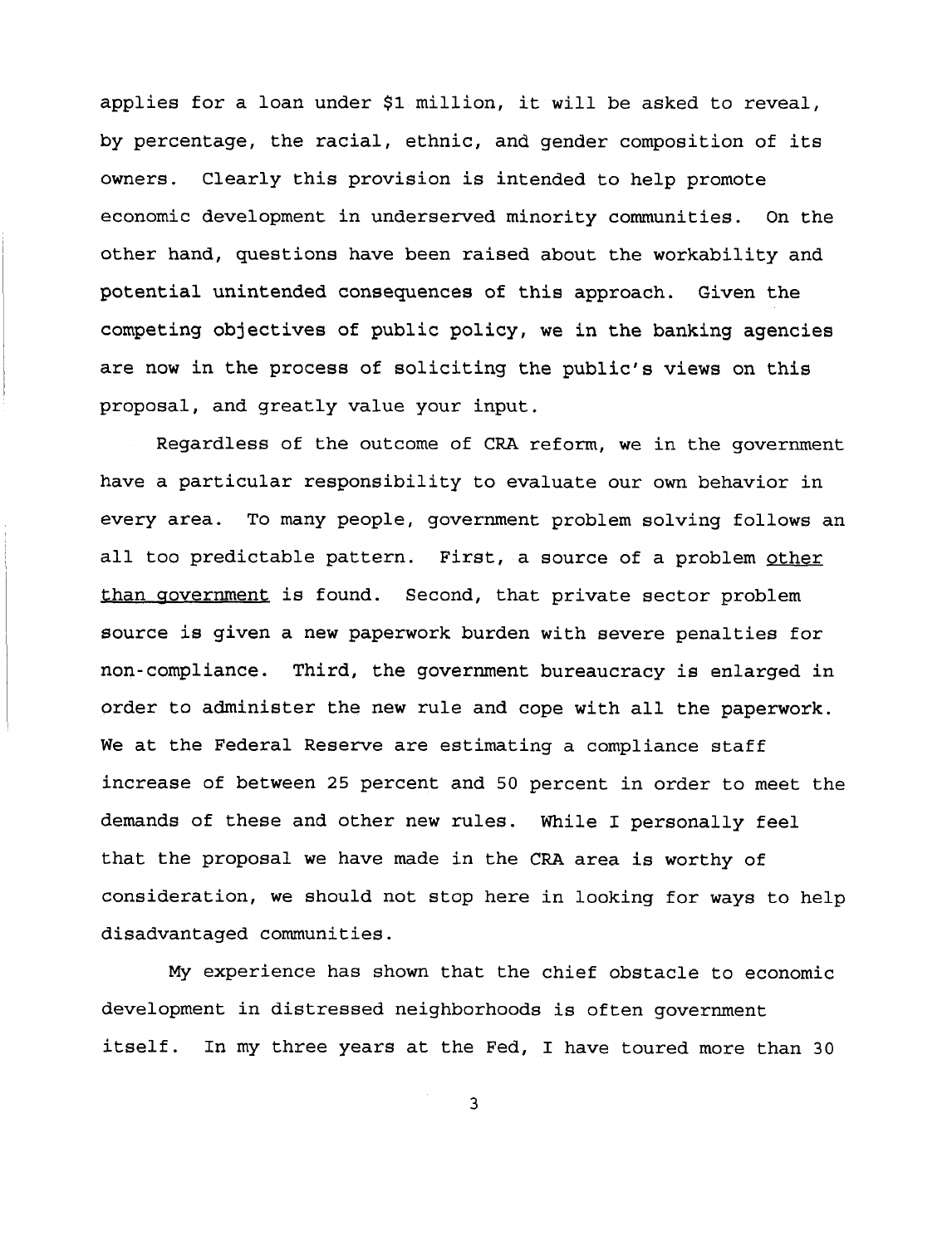applies for a loan under $1 million, it will be asked to reveal, by percentage, the racial, ethnic, and gender composition of its owners. Clearly this provision is intended to help promote economic development in underserved minority communities. On the other hand, questions have been raised about the workability and potential unintended consequences of this approach. Given the competing objectives of public policy, we in the banking agencies are now in the process of soliciting the public's views on this proposal, and greatly value your input.

Regardless of the outcome of CRA reform, we in the government have a particular responsibility to evaluate our own behavior in every area. To many people, government problem solving follows an all too predictable pattern. First, a source of a problem <u>other than government</u> is found. Second, that private sector problem source is given a new paperwork burden with severe penalties for non-compliance. Third, the government bureaucracy is enlarged in order to administer the new rule and cope with all the paperwork. We at the Federal Reserve are estimating a compliance staff increase of between 25 percent and 50 percent in order to meet the demands of these and other new rules. While I personally feel that the proposal we have made in the CRA area is worthy of consideration, we should not stop here in looking for ways to help disadvantaged communities.

My experience has shown that the chief obstacle to economic development in distressed neighborhoods is often government itself. In my three years at the Fed, I have toured more than 30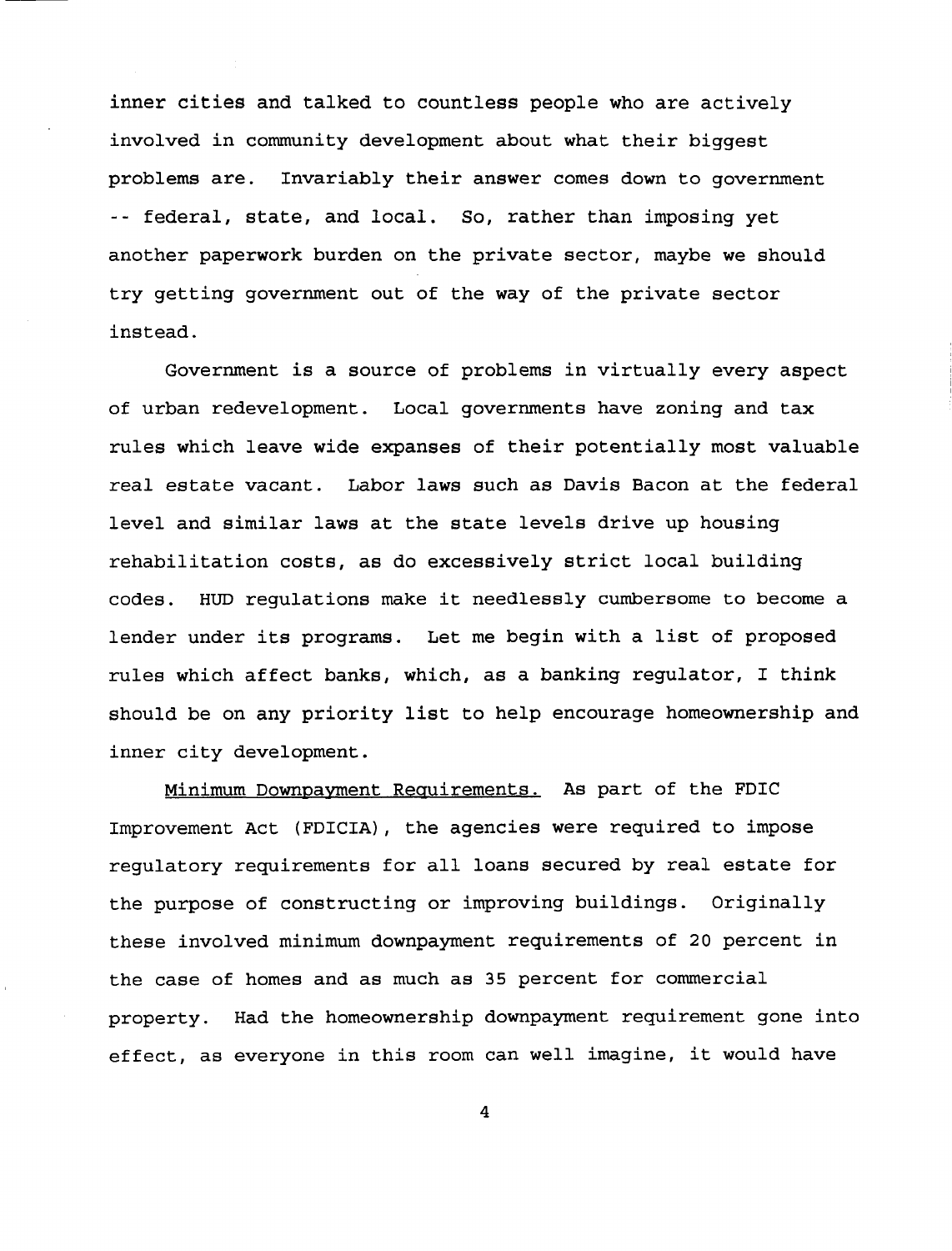inner cities and talked to countless people who are actively involved in community development about what their biggest problems are. Invariably their answer comes down to government -- federal, state, and local. So, rather than imposing yet another paperwork burden on the private sector, maybe we should try getting government out of the way of the private sector instead.

Government is a source of problems in virtually every aspect of urban redevelopment. Local governments have zoning and tax rules which leave wide expanses of their potentially most valuable real estate vacant. Labor laws such as Davis Bacon at the federal level and similar laws at the state levels drive up housing rehabilitation costs, as do excessively strict local building codes. HUD regulations make it needlessly cumbersome to become a lender under its programs. Let me begin with a list of proposed rules which affect banks, which, as a banking regulator, I think should be on any priority list to help encourage homeownership and inner city development.

Minimum Downpayment Requirements. As part of the FDIC Improvement Act (FDICIA), the agencies were required to impose regulatory requirements for all loans secured by real estate for the purpose of constructing or improving buildings. Originally these involved minimum downpayment requirements of 20 percent in the case of homes and as much as 35 percent for commercial property. Had the homeownership downpayment requirement gone into effect, as everyone in this room can well imagine, it would have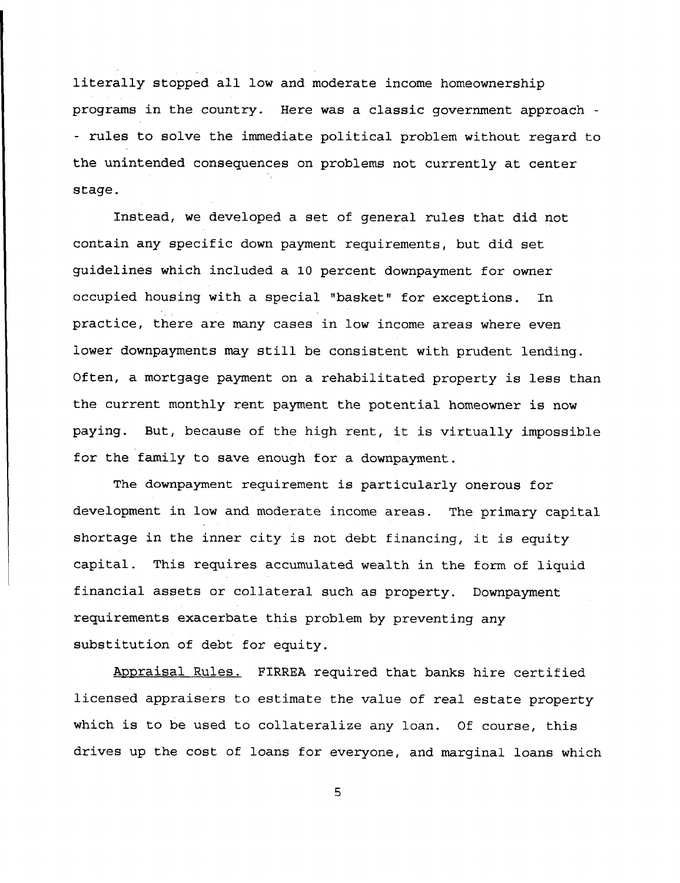literally stopped all low and moderate income homeownership programs in the country. Here was a classic government approach -- rules to solve the immediate political problem without regard to the unintended consequences on problems not currently at center stage.

Instead, we developed a set of general rules that did not contain any specific down payment requirements, but did set guidelines which included a 10 percent downpayment for owner occupied housing with a special "basket" for exceptions. In practice, there are many cases in low income areas where even lower downpayments may still be consistent with prudent lending. Often, a mortgage payment on a rehabilitated property is less than the current monthly rent payment the potential homeowner is now paying. But, because of the high rent, it is virtually impossible for the family to save enough for a downpayment.

The downpayment requirement is particularly onerous for development in low and moderate income areas. The primary capital shortage in the inner city is not debt financing, it is equity capital. This requires accumulated wealth in the form of liquid financial assets or collateral such as property. Downpayment requirements exacerbate this problem by preventing any substitution of debt for equity.

Appraisal Rules. FIRREA required that banks hire certified licensed appraisers to estimate the value of real estate property which is to be used to collateralize any loan. Of course, this drives up the cost of loans for everyone, and marginal loans which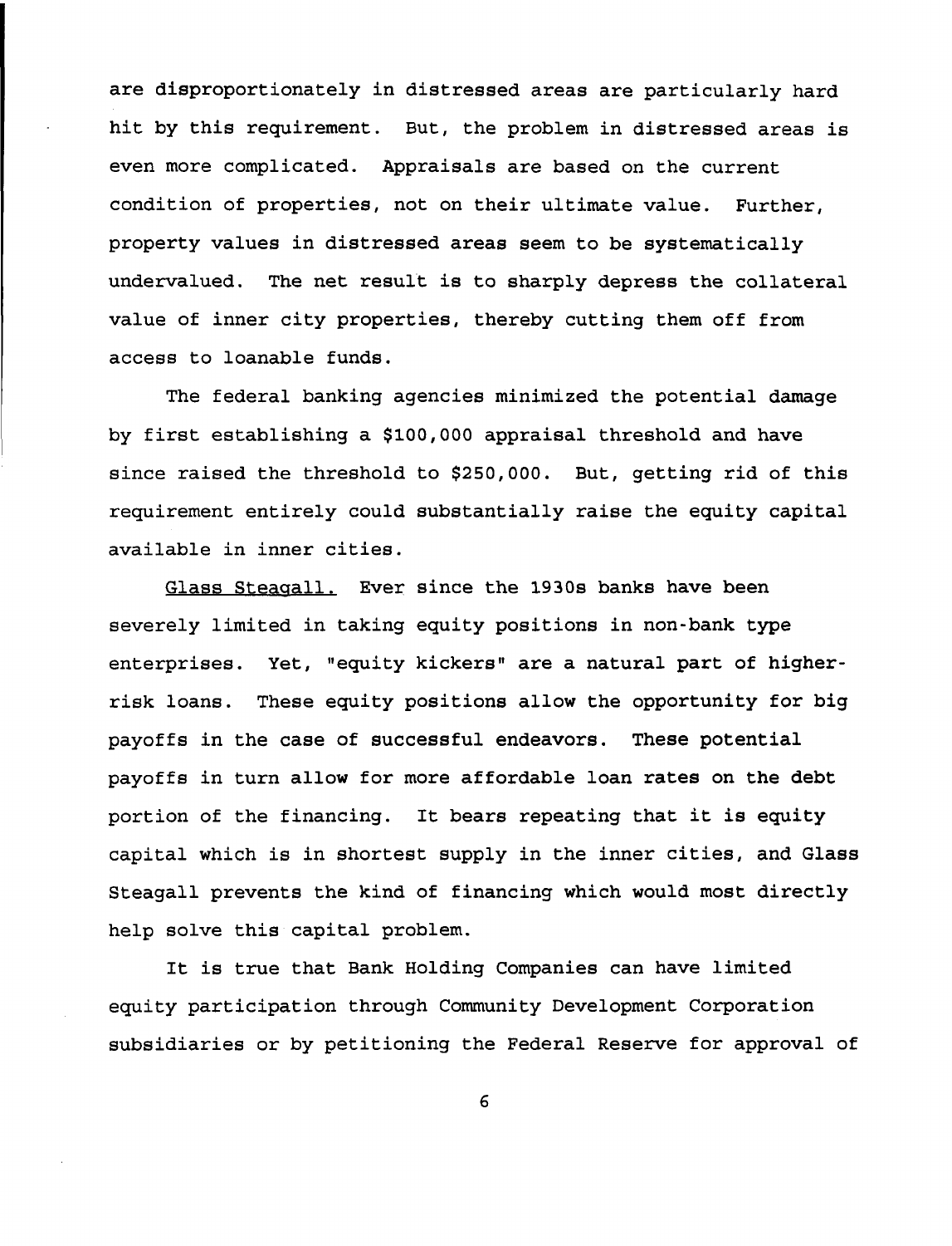are disproportionately in distressed areas are particularly hard hit by this requirement. But, the problem in distressed areas is even more complicated. Appraisals are based on the current condition of properties, not on their ultimate value. Further, property values in distressed areas seem to be systematically undervalued. The net result is to sharply depress the collateral value of inner city properties, thereby cutting them off from access to loanable funds.

The federal banking agencies minimized the potential damage by first establishing a $100,000 appraisal threshold and have since raised the threshold to $250,000. But, getting rid of this requirement entirely could substantially raise the equity capital available in inner cities.

Glass Steagall. Ever since the 1930s banks have been severely limited in taking equity positions in non-bank type enterprises. Yet, "equity kickers" are a natural part of higher-risk loans. These equity positions allow the opportunity for big payoffs in the case of successful endeavors. These potential payoffs in turn allow for more affordable loan rates on the debt portion of the financing. It bears repeating that it is equity capital which is in shortest supply in the inner cities, and Glass Steagall prevents the kind of financing which would most directly help solve this capital problem.

It is true that Bank Holding Companies can have limited equity participation through Community Development Corporation subsidiaries or by petitioning the Federal Reserve for approval of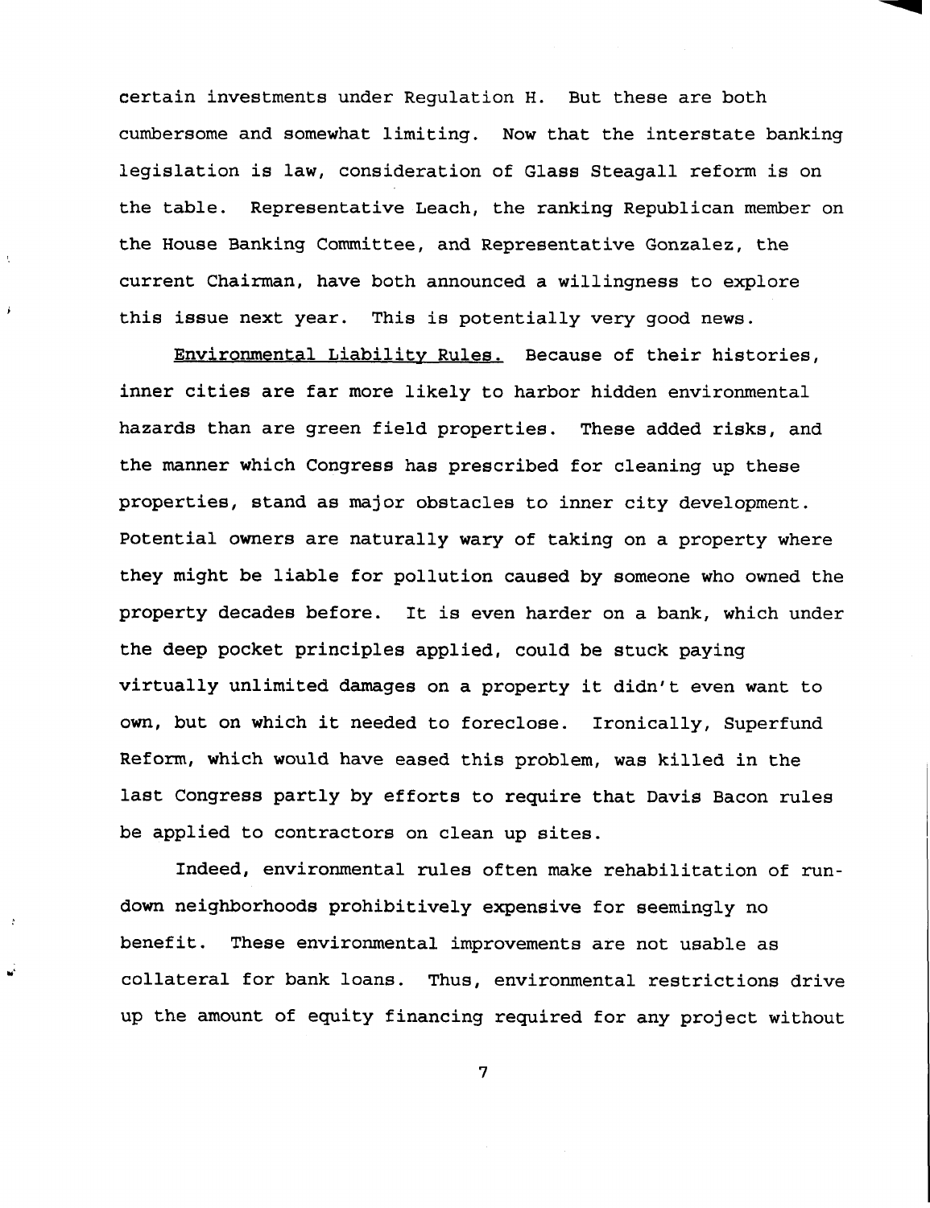certain investments under Regulation H. But these are both cumbersome and somewhat limiting. Now that the interstate banking legislation is law, consideration of Glass Steagall reform is on the table. Representative Leach, the ranking Republican member on the House Banking Committee, and Representative Gonzalez, the current Chairman, have both announced a willingness to explore this issue next year. This is potentially very good news.

<u>Environmental Liability Rules.</u> Because of their histories, inner cities are far more likely to harbor hidden environmental hazards than are green field properties. These added risks, and the manner which Congress has prescribed for cleaning up these properties, stand as major obstacles to inner city development. Potential owners are naturally wary of taking on a property where they might be liable for pollution caused by someone who owned the property decades before. It is even harder on a bank, which under the deep pocket principles applied, could be stuck paying virtually unlimited damages on a property it didn't even want to own, but on which it needed to foreclose. Ironically, Superfund Reform, which would have eased this problem, was killed in the last Congress partly by efforts to require that Davis Bacon rules be applied to contractors on clean up sites.

Indeed, environmental rules often make rehabilitation of run-down neighborhoods prohibitively expensive for seemingly no benefit. These environmental improvements are not usable as collateral for bank loans. Thus, environmental restrictions drive up the amount of equity financing required for any project without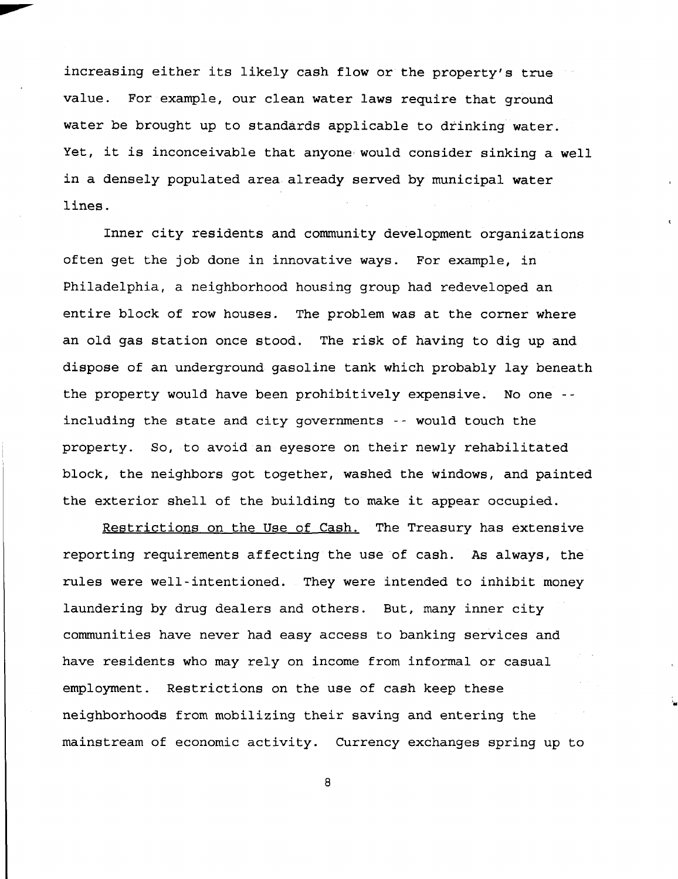increasing either its likely cash flow or the property's true value. For example, our clean water laws require that ground water be brought up to standards applicable to drinking water. Yet, it is inconceivable that anyone would consider sinking a well in a densely populated area already served by municipal water lines.

Inner city residents and community development organizations often get the job done in innovative ways. For example, in Philadelphia, a neighborhood housing group had redeveloped an entire block of row houses. The problem was at the corner where an old gas station once stood. The risk of having to dig up and dispose of an underground gasoline tank which probably lay beneath the property would have been prohibitively expensive. No one -- including the state and city governments -- would touch the property. So, to avoid an eyesore on their newly rehabilitated block, the neighbors got together, washed the windows, and painted the exterior shell of the building to make it appear occupied.

<u>Restrictions on the Use of Cash.</u> The Treasury has extensive reporting requirements affecting the use of cash. As always, the rules were well-intentioned. They were intended to inhibit money laundering by drug dealers and others. But, many inner city communities have never had easy access to banking services and have residents who may rely on income from informal or casual employment. Restrictions on the use of cash keep these neighborhoods from mobilizing their saving and entering the mainstream of economic activity. Currency exchanges spring up to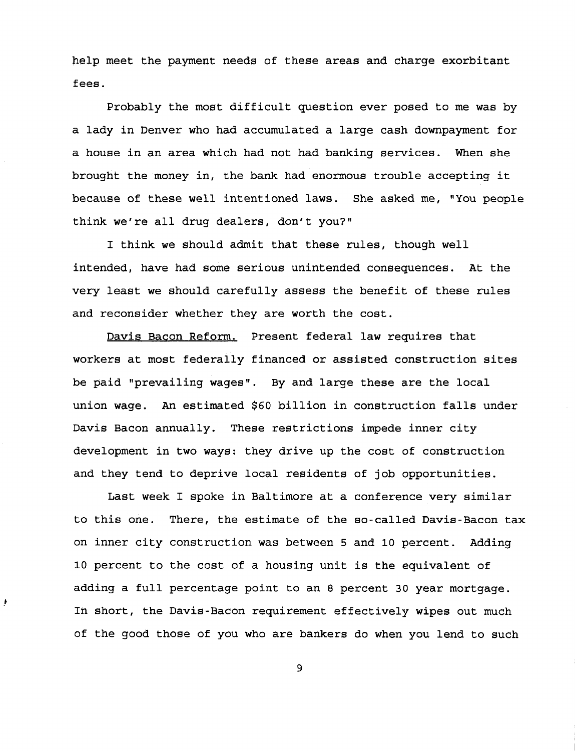help meet the payment needs of these areas and charge exorbitant fees.

Probably the most difficult question ever posed to me was by a lady in Denver who had accumulated a large cash downpayment for a house in an area which had not had banking services. When she brought the money in, the bank had enormous trouble accepting it because of these well intentioned laws. She asked me, "You people think we're all drug dealers, don't you?"

I think we should admit that these rules, though well intended, have had some serious unintended consequences. At the very least we should carefully assess the benefit of these rules and reconsider whether they are worth the cost.

<u>Davis Bacon Reform.</u> Present federal law requires that workers at most federally financed or assisted construction sites be paid "prevailing wages". By and large these are the local union wage. An estimated $60 billion in construction falls under Davis Bacon annually. These restrictions impede inner city development in two ways: they drive up the cost of construction and they tend to deprive local residents of job opportunities.

Last week I spoke in Baltimore at a conference very similar to this one. There, the estimate of the so-called Davis-Bacon tax on inner city construction was between 5 and 10 percent. Adding 10 percent to the cost of a housing unit is the equivalent of adding a full percentage point to an 8 percent 30 year mortgage. In short, the Davis-Bacon requirement effectively wipes out much of the good those of you who are bankers do when you lend to such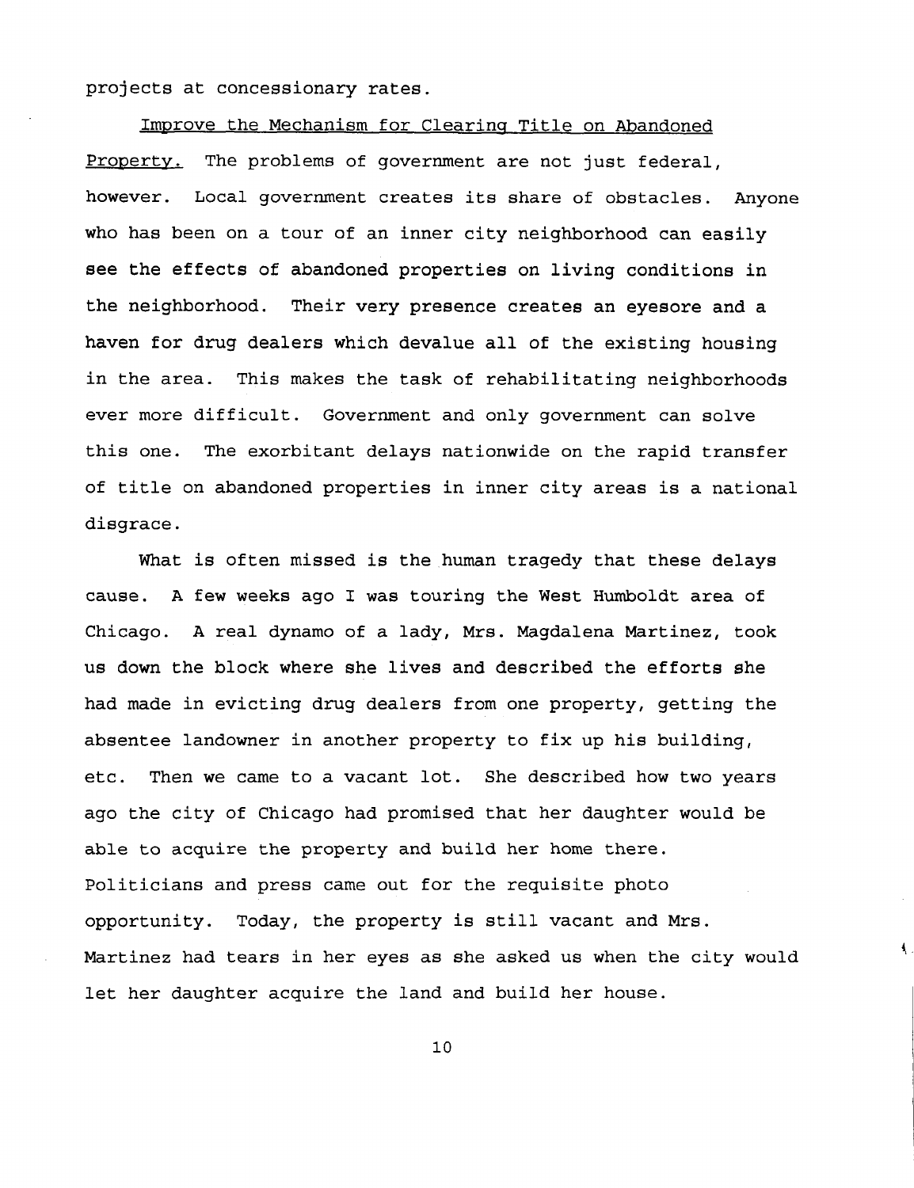projects at concessionary rates.

Improve the Mechanism for Clearing Title on Abandoned Property. The problems of government are not just federal, however. Local government creates its share of obstacles. Anyone who has been on a tour of an inner city neighborhood can easily see the effects of abandoned properties on living conditions in the neighborhood. Their very presence creates an eyesore and a haven for drug dealers which devalue all of the existing housing in the area. This makes the task of rehabilitating neighborhoods ever more difficult. Government and only government can solve this one. The exorbitant delays nationwide on the rapid transfer of title on abandoned properties in inner city areas is a national disgrace.

What is often missed is the human tragedy that these delays cause. A few weeks ago I was touring the West Humboldt area of Chicago. A real dynamo of a lady, Mrs. Magdalena Martinez, took us down the block where she lives and described the efforts she had made in evicting drug dealers from one property, getting the absentee landowner in another property to fix up his building, etc. Then we came to a vacant lot. She described how two years ago the city of Chicago had promised that her daughter would be able to acquire the property and build her home there. Politicians and press came out for the requisite photo opportunity. Today, the property is still vacant and Mrs. Martinez had tears in her eyes as she asked us when the city would let her daughter acquire the land and build her house.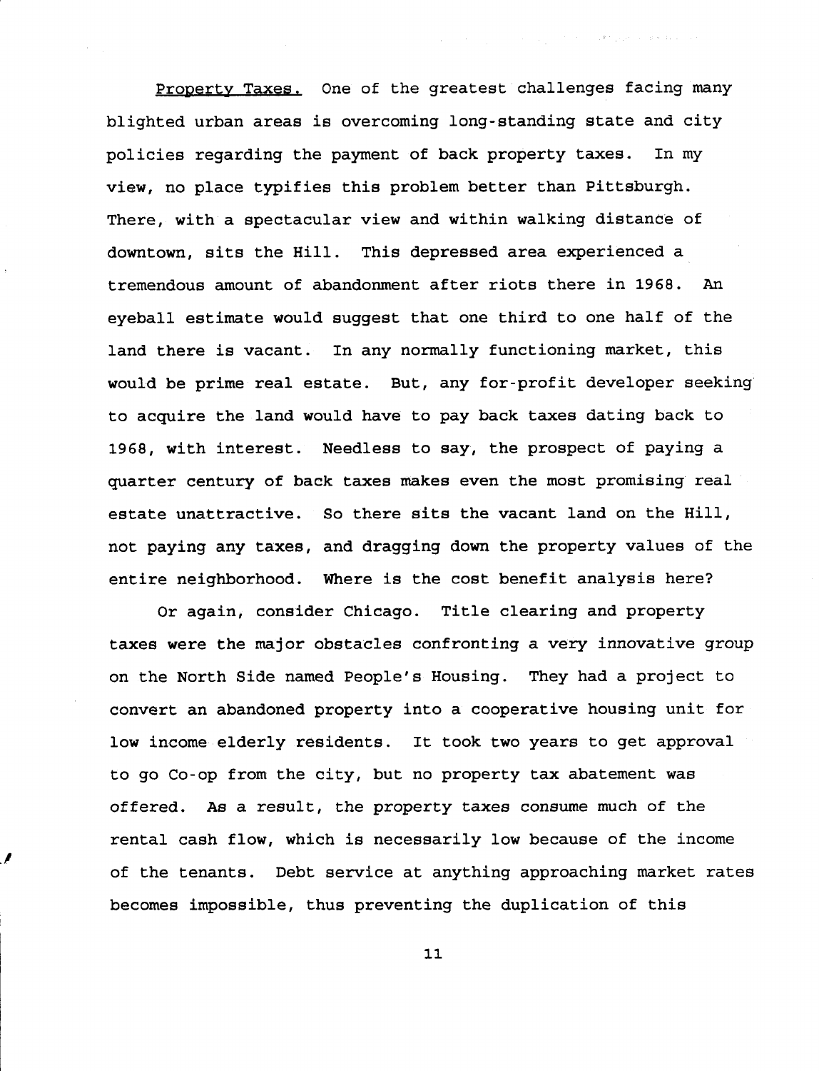Property Taxes. One of the greatest challenges facing many blighted urban areas is overcoming long-standing state and city policies regarding the payment of back property taxes. In my view, no place typifies this problem better than Pittsburgh. There, with a spectacular view and within walking distance of downtown, sits the Hill. This depressed area experienced a tremendous amount of abandonment after riots there in 1968. An eyeball estimate would suggest that one third to one half of the land there is vacant. In any normally functioning market, this would be prime real estate. But, any for-profit developer seeking to acquire the land would have to pay back taxes dating back to 1968, with interest. Needless to say, the prospect of paying a quarter century of back taxes makes even the most promising real estate unattractive. So there sits the vacant land on the Hill, not paying any taxes, and dragging down the property values of the entire neighborhood. Where is the cost benefit analysis here?

Or again, consider Chicago. Title clearing and property taxes were the major obstacles confronting a very innovative group on the North Side named People's Housing. They had a project to convert an abandoned property into a cooperative housing unit for low income elderly residents. It took two years to get approval to go Co-op from the city, but no property tax abatement was offered. As a result, the property taxes consume much of the rental cash flow, which is necessarily low because of the income of the tenants. Debt service at anything approaching market rates becomes impossible, thus preventing the duplication of this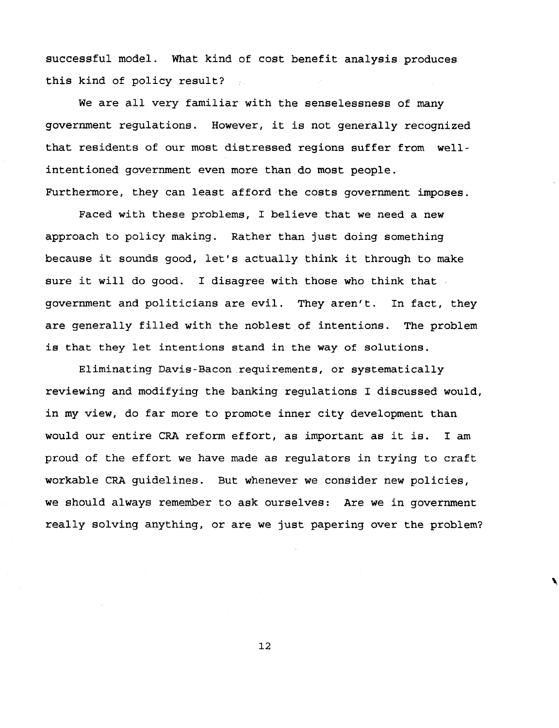successful model. What kind of cost benefit analysis produces this kind of policy result?

We are all very familiar with the senselessness of many government regulations. However, it is not generally recognized that residents of our most distressed regions suffer from well-intentioned government even more than do most people. Furthermore, they can least afford the costs government imposes.

Faced with these problems, I believe that we need a new approach to policy making. Rather than just doing something because it sounds good, let's actually think it through to make sure it will do good. I disagree with those who think that government and politicians are evil. They aren't. In fact, they are generally filled with the noblest of intentions. The problem is that they let intentions stand in the way of solutions.

Eliminating Davis-Bacon requirements, or systematically reviewing and modifying the banking regulations I discussed would, in my view, do far more to promote inner city development than would our entire CRA reform effort, as important as it is. I am proud of the effort we have made as regulators in trying to craft workable CRA guidelines. But whenever we consider new policies, we should always remember to ask ourselves: Are we in government really solving anything, or are we just papering over the problem?